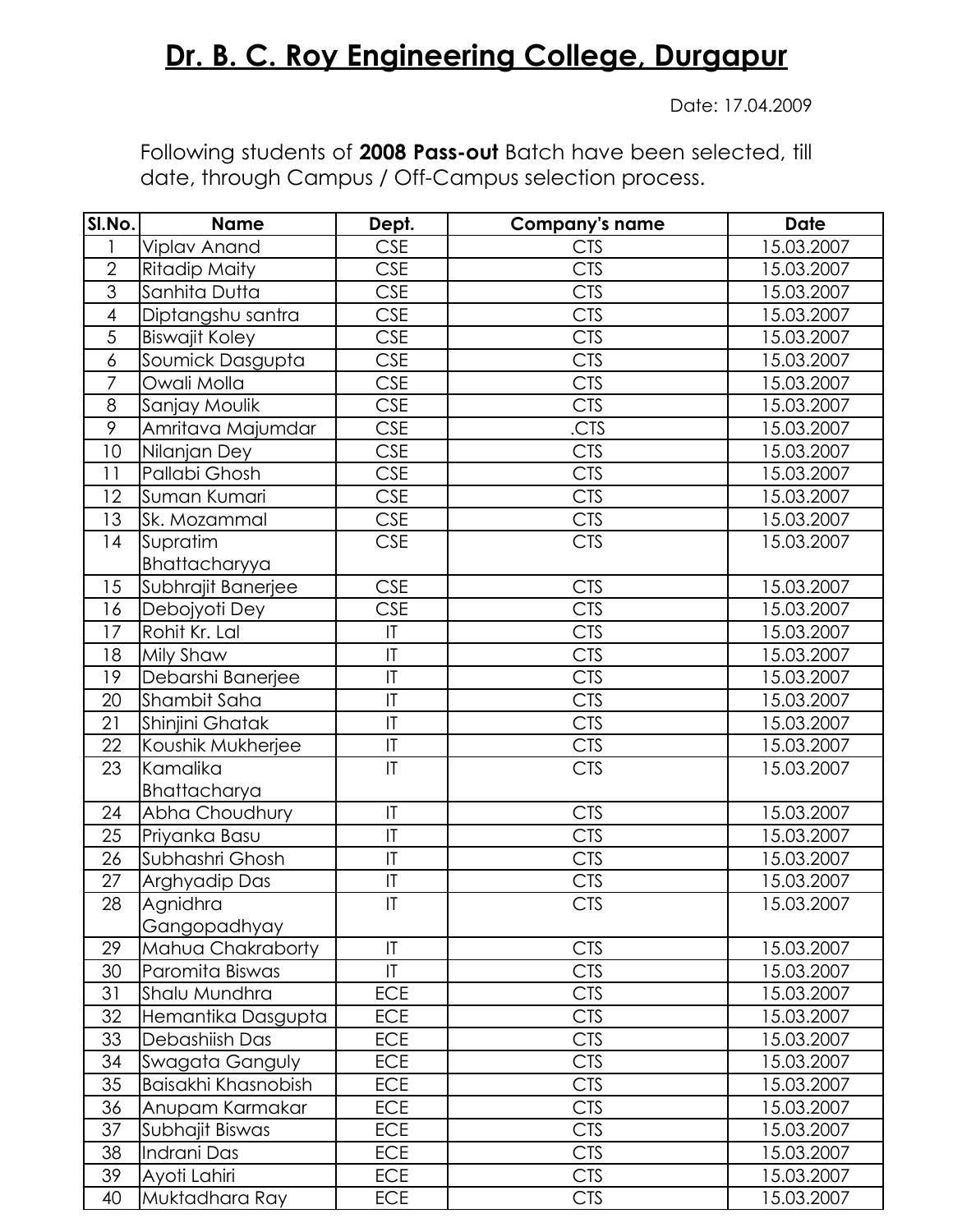# Dr. B. C. Roy Engineering College, Durgapur

Date: 17.04.2009

Following students of **2008 Pass-out** Batch have been selected, till date, through Campus / Off-Campus selection process.

| Sl.No. | Name | Dept. | Company's name | Date |
|---|---|---|---|---|
| 1 | Viplav Anand | CSE | CTS | 15.03.2007 |
| 2 | Ritadip Maity | CSE | CTS | 15.03.2007 |
| 3 | Sanhita Dutta | CSE | CTS | 15.03.2007 |
| 4 | Diptangshu santra | CSE | CTS | 15.03.2007 |
| 5 | Biswajit Koley | CSE | CTS | 15.03.2007 |
| 6 | Soumick Dasgupta | CSE | CTS | 15.03.2007 |
| 7 | Owali Molla | CSE | CTS | 15.03.2007 |
| 8 | Sanjay Moulik | CSE | CTS | 15.03.2007 |
| 9 | Amritava Majumdar | CSE | .CTS | 15.03.2007 |
| 10 | Nilanjan Dey | CSE | CTS | 15.03.2007 |
| 11 | Pallabi Ghosh | CSE | CTS | 15.03.2007 |
| 12 | Suman Kumari | CSE | CTS | 15.03.2007 |
| 13 | Sk. Mozammal | CSE | CTS | 15.03.2007 |
| 14 | Supratim Bhattacharyya | CSE | CTS | 15.03.2007 |
| 15 | Subhrajit Banerjee | CSE | CTS | 15.03.2007 |
| 16 | Debojyoti Dey | CSE | CTS | 15.03.2007 |
| 17 | Rohit Kr. Lal | IT | CTS | 15.03.2007 |
| 18 | Mily Shaw | IT | CTS | 15.03.2007 |
| 19 | Debarshi Banerjee | IT | CTS | 15.03.2007 |
| 20 | Shambit Saha | IT | CTS | 15.03.2007 |
| 21 | Shinjini Ghatak | IT | CTS | 15.03.2007 |
| 22 | Koushik Mukherjee | IT | CTS | 15.03.2007 |
| 23 | Kamalika Bhattacharya | IT | CTS | 15.03.2007 |
| 24 | Abha Choudhury | IT | CTS | 15.03.2007 |
| 25 | Priyanka Basu | IT | CTS | 15.03.2007 |
| 26 | Subhashri Ghosh | IT | CTS | 15.03.2007 |
| 27 | Arghyadip Das | IT | CTS | 15.03.2007 |
| 28 | Agnidhra Gangopadhyay | IT | CTS | 15.03.2007 |
| 29 | Mahua Chakraborty | IT | CTS | 15.03.2007 |
| 30 | Paromita Biswas | IT | CTS | 15.03.2007 |
| 31 | Shalu Mundhra | ECE | CTS | 15.03.2007 |
| 32 | Hemantika Dasgupta | ECE | CTS | 15.03.2007 |
| 33 | Debashiish Das | ECE | CTS | 15.03.2007 |
| 34 | Swagata Ganguly | ECE | CTS | 15.03.2007 |
| 35 | Baisakhi Khasnobish | ECE | CTS | 15.03.2007 |
| 36 | Anupam Karmakar | ECE | CTS | 15.03.2007 |
| 37 | Subhajit Biswas | ECE | CTS | 15.03.2007 |
| 38 | Indrani Das | ECE | CTS | 15.03.2007 |
| 39 | Ayoti Lahiri | ECE | CTS | 15.03.2007 |
| 40 | Muktadhara Ray | ECE | CTS | 15.03.2007 |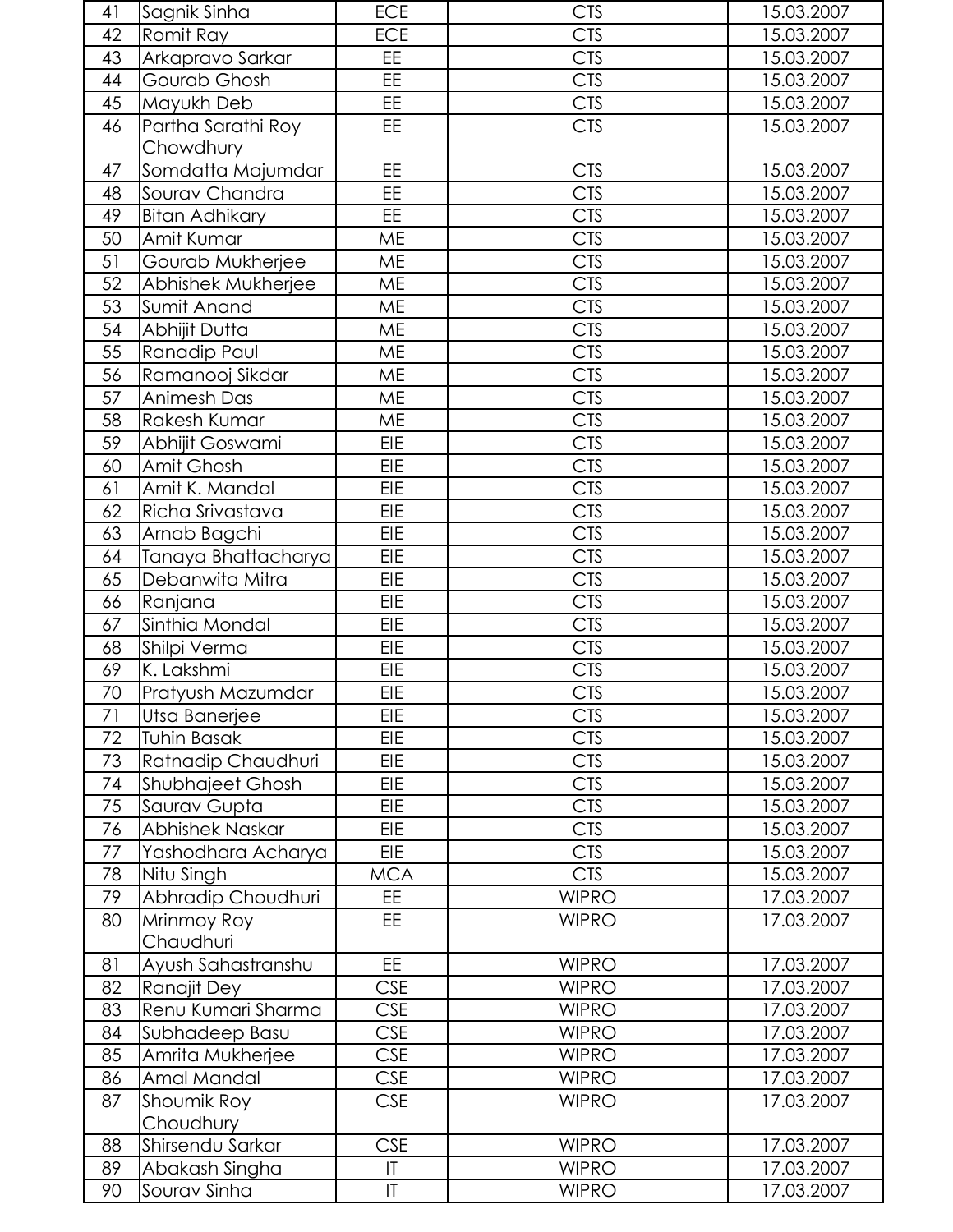| 41 | Sagnik Sinha | ECE | CTS | 15.03.2007 |
|---|---|---|---|---|
| 42 | Romit Ray | ECE | CTS | 15.03.2007 |
| 43 | Arkapravo Sarkar | EE | CTS | 15.03.2007 |
| 44 | Gourab Ghosh | EE | CTS | 15.03.2007 |
| 45 | Mayukh Deb | EE | CTS | 15.03.2007 |
| 46 | Partha Sarathi Roy Chowdhury | EE | CTS | 15.03.2007 |
| 47 | Somdatta Majumdar | EE | CTS | 15.03.2007 |
| 48 | Sourav Chandra | EE | CTS | 15.03.2007 |
| 49 | Bitan Adhikary | EE | CTS | 15.03.2007 |
| 50 | Amit Kumar | ME | CTS | 15.03.2007 |
| 51 | Gourab Mukherjee | ME | CTS | 15.03.2007 |
| 52 | Abhishek Mukherjee | ME | CTS | 15.03.2007 |
| 53 | Sumit Anand | ME | CTS | 15.03.2007 |
| 54 | Abhijit Dutta | ME | CTS | 15.03.2007 |
| 55 | Ranadip Paul | ME | CTS | 15.03.2007 |
| 56 | Ramanooj Sikdar | ME | CTS | 15.03.2007 |
| 57 | Animesh Das | ME | CTS | 15.03.2007 |
| 58 | Rakesh Kumar | ME | CTS | 15.03.2007 |
| 59 | Abhijit Goswami | EIE | CTS | 15.03.2007 |
| 60 | Amit Ghosh | EIE | CTS | 15.03.2007 |
| 61 | Amit K. Mandal | EIE | CTS | 15.03.2007 |
| 62 | Richa Srivastava | EIE | CTS | 15.03.2007 |
| 63 | Arnab Bagchi | EIE | CTS | 15.03.2007 |
| 64 | Tanaya Bhattacharya | EIE | CTS | 15.03.2007 |
| 65 | Debanwita Mitra | EIE | CTS | 15.03.2007 |
| 66 | Ranjana | EIE | CTS | 15.03.2007 |
| 67 | Sinthia Mondal | EIE | CTS | 15.03.2007 |
| 68 | Shilpi Verma | EIE | CTS | 15.03.2007 |
| 69 | K. Lakshmi | EIE | CTS | 15.03.2007 |
| 70 | Pratyush Mazumdar | EIE | CTS | 15.03.2007 |
| 71 | Utsa Banerjee | EIE | CTS | 15.03.2007 |
| 72 | Tuhin Basak | EIE | CTS | 15.03.2007 |
| 73 | Ratnadip Chaudhuri | EIE | CTS | 15.03.2007 |
| 74 | Shubhajeet Ghosh | EIE | CTS | 15.03.2007 |
| 75 | Saurav Gupta | EIE | CTS | 15.03.2007 |
| 76 | Abhishek Naskar | EIE | CTS | 15.03.2007 |
| 77 | Yashodhara Acharya | EIE | CTS | 15.03.2007 |
| 78 | Nitu Singh | MCA | CTS | 15.03.2007 |
| 79 | Abhradip Choudhuri | EE | WIPRO | 17.03.2007 |
| 80 | Mrinmoy Roy Chaudhuri | EE | WIPRO | 17.03.2007 |
| 81 | Ayush Sahastranshu | EE | WIPRO | 17.03.2007 |
| 82 | Ranajit Dey | CSE | WIPRO | 17.03.2007 |
| 83 | Renu Kumari Sharma | CSE | WIPRO | 17.03.2007 |
| 84 | Subhadeep Basu | CSE | WIPRO | 17.03.2007 |
| 85 | Amrita Mukherjee | CSE | WIPRO | 17.03.2007 |
| 86 | Amal Mandal | CSE | WIPRO | 17.03.2007 |
| 87 | Shoumik Roy Choudhury | CSE | WIPRO | 17.03.2007 |
| 88 | Shirsendu Sarkar | CSE | WIPRO | 17.03.2007 |
| 89 | Abakash Singha | IT | WIPRO | 17.03.2007 |
| 90 | Sourav Sinha | IT | WIPRO | 17.03.2007 |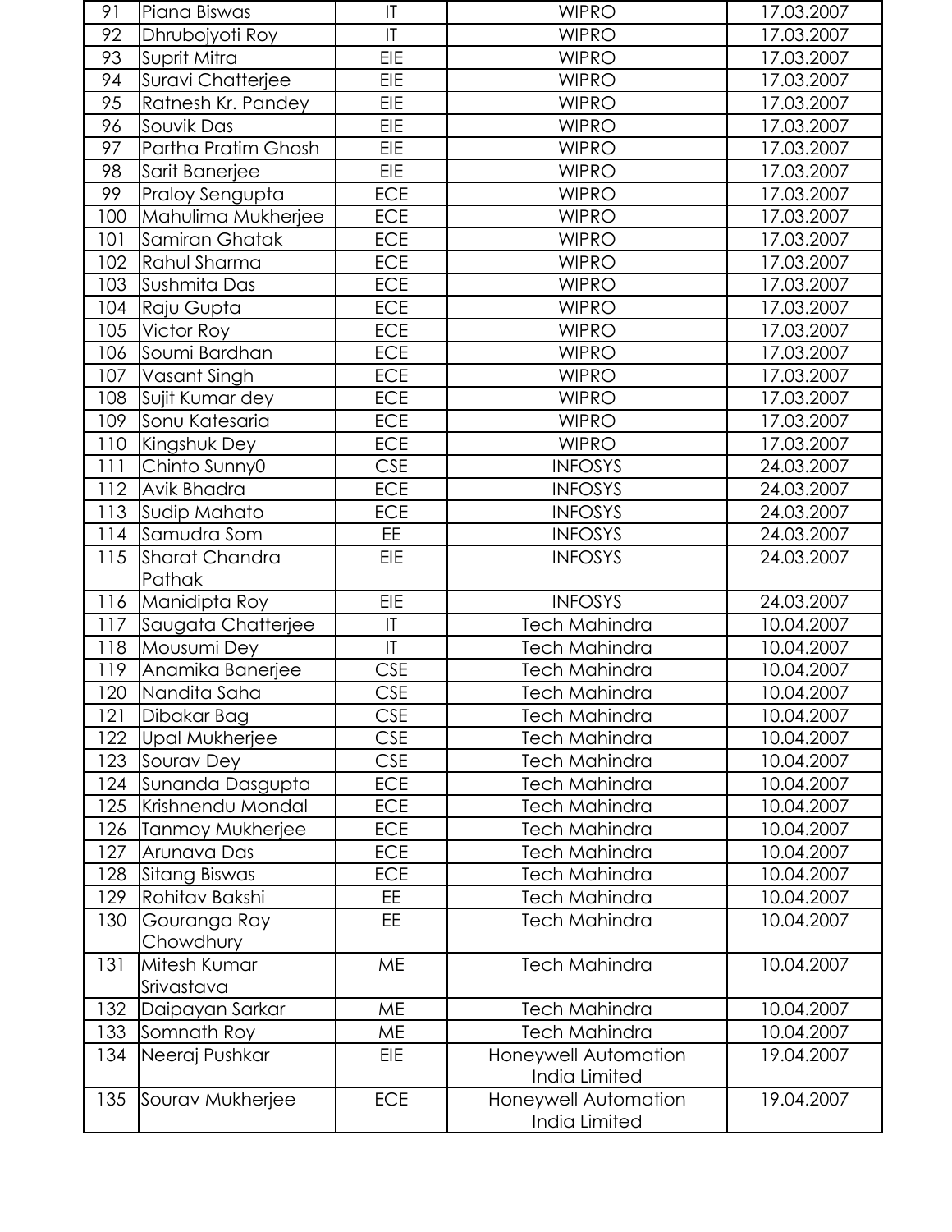| 91 | Piana Biswas | IT | WIPRO | 17.03.2007 |
|---|---|---|---|---|
| 92 | Dhrubojyoti Roy | IT | WIPRO | 17.03.2007 |
| 93 | Suprit Mitra | EIE | WIPRO | 17.03.2007 |
| 94 | Suravi Chatterjee | EIE | WIPRO | 17.03.2007 |
| 95 | Ratnesh Kr. Pandey | EIE | WIPRO | 17.03.2007 |
| 96 | Souvik Das | EIE | WIPRO | 17.03.2007 |
| 97 | Partha Pratim Ghosh | EIE | WIPRO | 17.03.2007 |
| 98 | Sarit Banerjee | EIE | WIPRO | 17.03.2007 |
| 99 | Praloy Sengupta | ECE | WIPRO | 17.03.2007 |
| 100 | Mahulima Mukherjee | ECE | WIPRO | 17.03.2007 |
| 101 | Samiran Ghatak | ECE | WIPRO | 17.03.2007 |
| 102 | Rahul Sharma | ECE | WIPRO | 17.03.2007 |
| 103 | Sushmita Das | ECE | WIPRO | 17.03.2007 |
| 104 | Raju Gupta | ECE | WIPRO | 17.03.2007 |
| 105 | Victor Roy | ECE | WIPRO | 17.03.2007 |
| 106 | Soumi Bardhan | ECE | WIPRO | 17.03.2007 |
| 107 | Vasant Singh | ECE | WIPRO | 17.03.2007 |
| 108 | Sujit Kumar dey | ECE | WIPRO | 17.03.2007 |
| 109 | Sonu Katesaria | ECE | WIPRO | 17.03.2007 |
| 110 | Kingshuk Dey | ECE | WIPRO | 17.03.2007 |
| 111 | Chinto Sunny0 | CSE | INFOSYS | 24.03.2007 |
| 112 | Avik Bhadra | ECE | INFOSYS | 24.03.2007 |
| 113 | Sudip Mahato | ECE | INFOSYS | 24.03.2007 |
| 114 | Samudra Som | EE | INFOSYS | 24.03.2007 |
| 115 | Sharat Chandra Pathak | EIE | INFOSYS | 24.03.2007 |
| 116 | Manidipta Roy | EIE | INFOSYS | 24.03.2007 |
| 117 | Saugata Chatterjee | IT | Tech Mahindra | 10.04.2007 |
| 118 | Mousumi Dey | IT | Tech Mahindra | 10.04.2007 |
| 119 | Anamika Banerjee | CSE | Tech Mahindra | 10.04.2007 |
| 120 | Nandita Saha | CSE | Tech Mahindra | 10.04.2007 |
| 121 | Dibakar Bag | CSE | Tech Mahindra | 10.04.2007 |
| 122 | Upal Mukherjee | CSE | Tech Mahindra | 10.04.2007 |
| 123 | Sourav Dey | CSE | Tech Mahindra | 10.04.2007 |
| 124 | Sunanda Dasgupta | ECE | Tech Mahindra | 10.04.2007 |
| 125 | Krishnendu Mondal | ECE | Tech Mahindra | 10.04.2007 |
| 126 | Tanmoy Mukherjee | ECE | Tech Mahindra | 10.04.2007 |
| 127 | Arunava Das | ECE | Tech Mahindra | 10.04.2007 |
| 128 | Sitang Biswas | ECE | Tech Mahindra | 10.04.2007 |
| 129 | Rohitav Bakshi | EE | Tech Mahindra | 10.04.2007 |
| 130 | Gouranga Ray Chowdhury | EE | Tech Mahindra | 10.04.2007 |
| 131 | Mitesh Kumar Srivastava | ME | Tech Mahindra | 10.04.2007 |
| 132 | Daipayan Sarkar | ME | Tech Mahindra | 10.04.2007 |
| 133 | Somnath Roy | ME | Tech Mahindra | 10.04.2007 |
| 134 | Neeraj Pushkar | EIE | Honeywell Automation India Limited | 19.04.2007 |
| 135 | Sourav Mukherjee | ECE | Honeywell Automation India Limited | 19.04.2007 |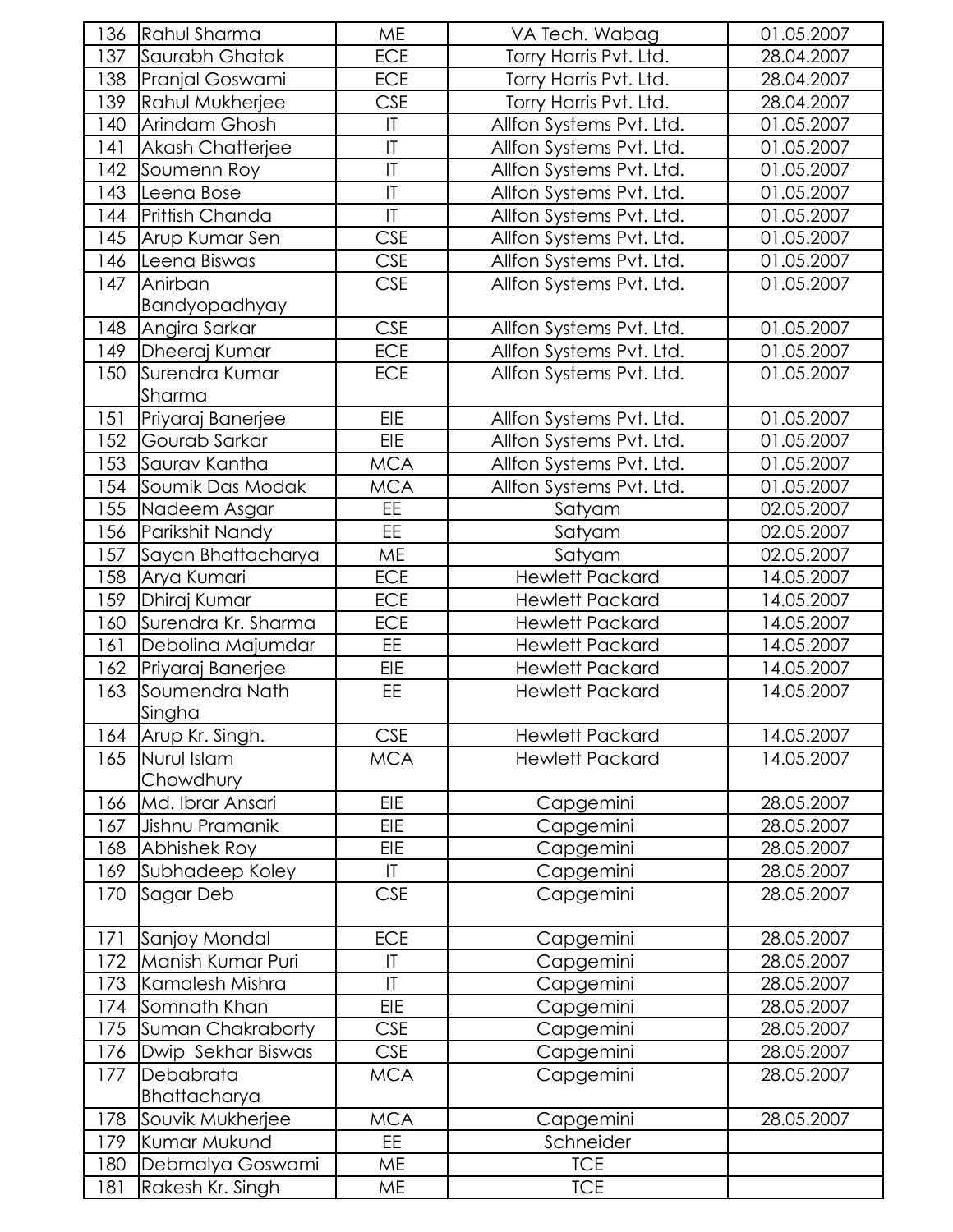| 136 | Rahul Sharma | ME | VA Tech. Wabag | 01.05.2007 |
|---|---|---|---|---|
| 137 | Saurabh Ghatak | ECE | Torry Harris Pvt. Ltd. | 28.04.2007 |
| 138 | Pranjal Goswami | ECE | Torry Harris Pvt. Ltd. | 28.04.2007 |
| 139 | Rahul Mukherjee | CSE | Torry Harris Pvt. Ltd. | 28.04.2007 |
| 140 | Arindam Ghosh | IT | Allfon Systems Pvt. Ltd. | 01.05.2007 |
| 141 | Akash Chatterjee | IT | Allfon Systems Pvt. Ltd. | 01.05.2007 |
| 142 | Soumenn Roy | IT | Allfon Systems Pvt. Ltd. | 01.05.2007 |
| 143 | Leena Bose | IT | Allfon Systems Pvt. Ltd. | 01.05.2007 |
| 144 | Prittish Chanda | IT | Allfon Systems Pvt. Ltd. | 01.05.2007 |
| 145 | Arup Kumar Sen | CSE | Allfon Systems Pvt. Ltd. | 01.05.2007 |
| 146 | Leena Biswas | CSE | Allfon Systems Pvt. Ltd. | 01.05.2007 |
| 147 | Anirban Bandyopadhyay | CSE | Allfon Systems Pvt. Ltd. | 01.05.2007 |
| 148 | Angira Sarkar | CSE | Allfon Systems Pvt. Ltd. | 01.05.2007 |
| 149 | Dheeraj Kumar | ECE | Allfon Systems Pvt. Ltd. | 01.05.2007 |
| 150 | Surendra Kumar Sharma | ECE | Allfon Systems Pvt. Ltd. | 01.05.2007 |
| 151 | Priyaraj Banerjee | EIE | Allfon Systems Pvt. Ltd. | 01.05.2007 |
| 152 | Gourab Sarkar | EIE | Allfon Systems Pvt. Ltd. | 01.05.2007 |
| 153 | Saurav Kantha | MCA | Allfon Systems Pvt. Ltd. | 01.05.2007 |
| 154 | Soumik Das Modak | MCA | Allfon Systems Pvt. Ltd. | 01.05.2007 |
| 155 | Nadeem Asgar | EE | Satyam | 02.05.2007 |
| 156 | Parikshit Nandy | EE | Satyam | 02.05.2007 |
| 157 | Sayan Bhattacharya | ME | Satyam | 02.05.2007 |
| 158 | Arya Kumari | ECE | Hewlett Packard | 14.05.2007 |
| 159 | Dhiraj Kumar | ECE | Hewlett Packard | 14.05.2007 |
| 160 | Surendra Kr. Sharma | ECE | Hewlett Packard | 14.05.2007 |
| 161 | Debolina Majumdar | EE | Hewlett Packard | 14.05.2007 |
| 162 | Priyaraj Banerjee | EIE | Hewlett Packard | 14.05.2007 |
| 163 | Soumendra Nath Singha | EE | Hewlett Packard | 14.05.2007 |
| 164 | Arup Kr. Singh. | CSE | Hewlett Packard | 14.05.2007 |
| 165 | Nurul Islam Chowdhury | MCA | Hewlett Packard | 14.05.2007 |
| 166 | Md. Ibrar Ansari | EIE | Capgemini | 28.05.2007 |
| 167 | Jishnu Pramanik | EIE | Capgemini | 28.05.2007 |
| 168 | Abhishek Roy | EIE | Capgemini | 28.05.2007 |
| 169 | Subhadeep Koley | IT | Capgemini | 28.05.2007 |
| 170 | Sagar Deb | CSE | Capgemini | 28.05.2007 |
| 171 | Sanjoy Mondal | ECE | Capgemini | 28.05.2007 |
| 172 | Manish Kumar Puri | IT | Capgemini | 28.05.2007 |
| 173 | Kamalesh Mishra | IT | Capgemini | 28.05.2007 |
| 174 | Somnath Khan | EIE | Capgemini | 28.05.2007 |
| 175 | Suman Chakraborty | CSE | Capgemini | 28.05.2007 |
| 176 | Dwip Sekhar Biswas | CSE | Capgemini | 28.05.2007 |
| 177 | Debabrata Bhattacharya | MCA | Capgemini | 28.05.2007 |
| 178 | Souvik Mukherjee | MCA | Capgemini | 28.05.2007 |
| 179 | Kumar Mukund | EE | Schneider | |
| 180 | Debmalya Goswami | ME | TCE | |
| 181 | Rakesh Kr. Singh | ME | TCE | |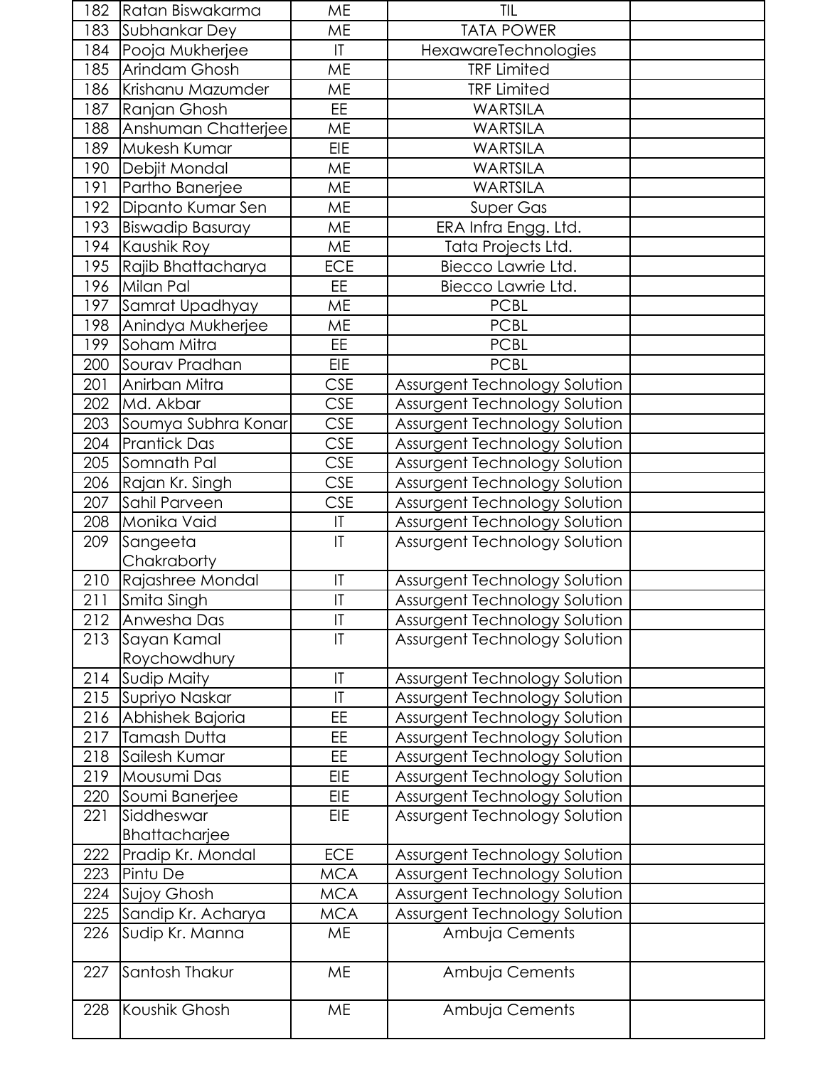| | | | | |
|---|---|---|---|---|
| 182 | Ratan Biswakarma | ME | TIL | |
| 183 | Subhankar Dey | ME | TATA POWER | |
| 184 | Pooja Mukherjee | IT | HexawareTechnologies | |
| 185 | Arindam Ghosh | ME | TRF Limited | |
| 186 | Krishanu Mazumder | ME | TRF Limited | |
| 187 | Ranjan Ghosh | EE | WARTSILA | |
| 188 | Anshuman Chatterjee | ME | WARTSILA | |
| 189 | Mukesh Kumar | EIE | WARTSILA | |
| 190 | Debjit Mondal | ME | WARTSILA | |
| 191 | Partho Banerjee | ME | WARTSILA | |
| 192 | Dipanto Kumar Sen | ME | Super Gas | |
| 193 | Biswadip Basuray | ME | ERA Infra Engg. Ltd. | |
| 194 | Kaushik Roy | ME | Tata Projects Ltd. | |
| 195 | Rajib Bhattacharya | ECE | Biecco Lawrie Ltd. | |
| 196 | Milan Pal | EE | Biecco Lawrie Ltd. | |
| 197 | Samrat Upadhyay | ME | PCBL | |
| 198 | Anindya Mukherjee | ME | PCBL | |
| 199 | Soham Mitra | EE | PCBL | |
| 200 | Sourav Pradhan | EIE | PCBL | |
| 201 | Anirban Mitra | CSE | Assurgent Technology Solution | |
| 202 | Md. Akbar | CSE | Assurgent Technology Solution | |
| 203 | Soumya Subhra Konar | CSE | Assurgent Technology Solution | |
| 204 | Prantick Das | CSE | Assurgent Technology Solution | |
| 205 | Somnath Pal | CSE | Assurgent Technology Solution | |
| 206 | Rajan Kr. Singh | CSE | Assurgent Technology Solution | |
| 207 | Sahil Parveen | CSE | Assurgent Technology Solution | |
| 208 | Monika Vaid | IT | Assurgent Technology Solution | |
| 209 | Sangeeta Chakraborty | IT | Assurgent Technology Solution | |
| 210 | Rajashree Mondal | IT | Assurgent Technology Solution | |
| 211 | Smita Singh | IT | Assurgent Technology Solution | |
| 212 | Anwesha Das | IT | Assurgent Technology Solution | |
| 213 | Sayan Kamal Roychowdhury | IT | Assurgent Technology Solution | |
| 214 | Sudip Maity | IT | Assurgent Technology Solution | |
| 215 | Supriyo Naskar | IT | Assurgent Technology Solution | |
| 216 | Abhishek Bajoria | EE | Assurgent Technology Solution | |
| 217 | Tamash Dutta | EE | Assurgent Technology Solution | |
| 218 | Sailesh Kumar | EE | Assurgent Technology Solution | |
| 219 | Mousumi Das | EIE | Assurgent Technology Solution | |
| 220 | Soumi Banerjee | EIE | Assurgent Technology Solution | |
| 221 | Siddheswar Bhattacharjee | EIE | Assurgent Technology Solution | |
| 222 | Pradip Kr. Mondal | ECE | Assurgent Technology Solution | |
| 223 | Pintu De | MCA | Assurgent Technology Solution | |
| 224 | Sujoy Ghosh | MCA | Assurgent Technology Solution | |
| 225 | Sandip Kr. Acharya | MCA | Assurgent Technology Solution | |
| 226 | Sudip Kr. Manna | ME | Ambuja Cements | |
| 227 | Santosh Thakur | ME | Ambuja Cements | |
| 228 | Koushik Ghosh | ME | Ambuja Cements | |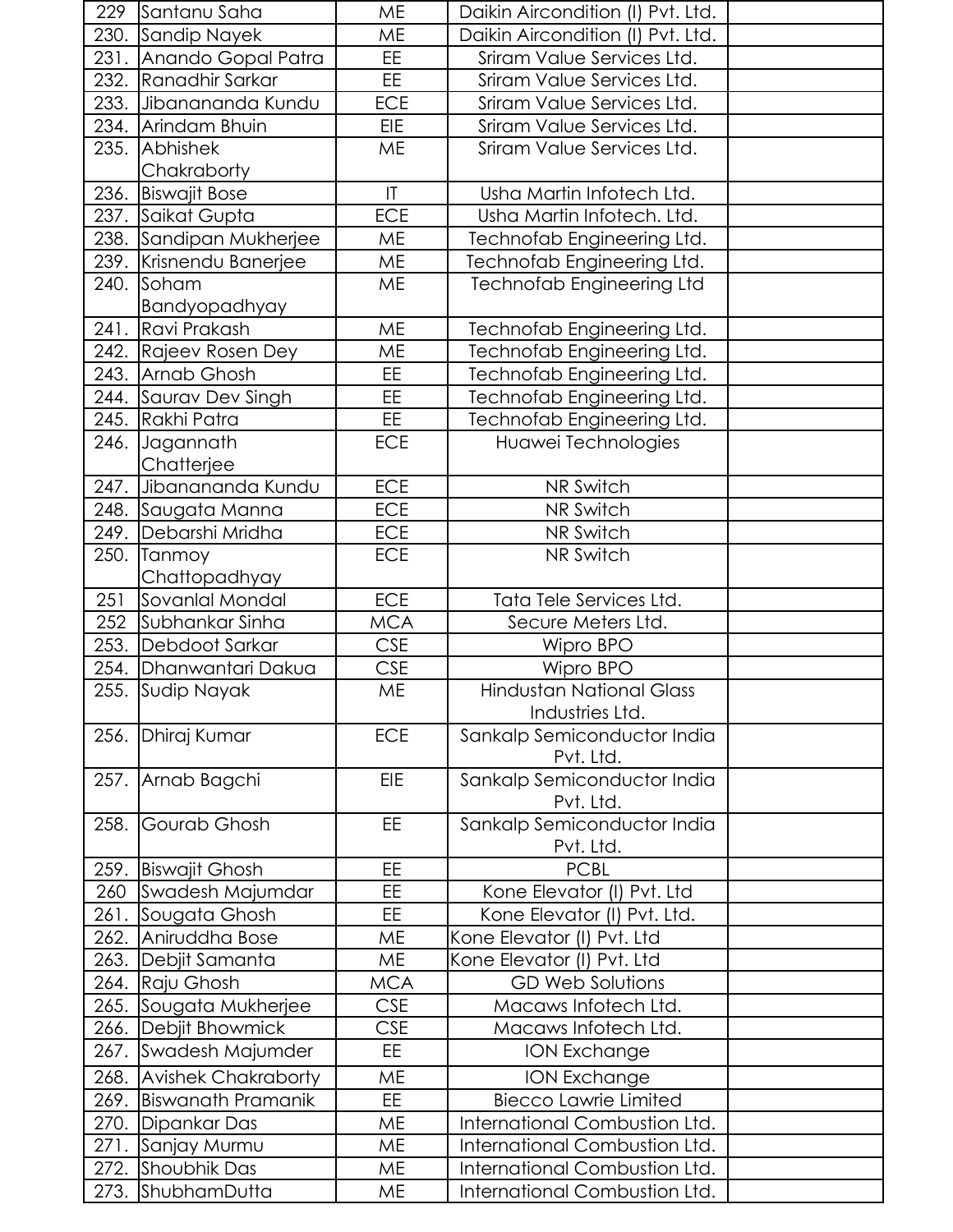| | | | | |
|---|---|---|---|---|
| 229 | Santanu Saha | ME | Daikin Aircondition (I) Pvt. Ltd. | |
| 230. | Sandip Nayek | ME | Daikin Aircondition (I) Pvt. Ltd. | |
| 231. | Anando Gopal Patra | EE | Sriram Value Services Ltd. | |
| 232. | Ranadhir Sarkar | EE | Sriram Value Services Ltd. | |
| 233. | Jibanananda Kundu | ECE | Sriram Value Services Ltd. | |
| 234. | Arindam Bhuin | EIE | Sriram Value Services Ltd. | |
| 235. | Abhishek Chakraborty | ME | Sriram Value Services Ltd. | |
| 236. | Biswajit Bose | IT | Usha Martin Infotech Ltd. | |
| 237. | Saikat Gupta | ECE | Usha Martin Infotech. Ltd. | |
| 238. | Sandipan Mukherjee | ME | Technofab Engineering Ltd. | |
| 239. | Krisnendu Banerjee | ME | Technofab Engineering Ltd. | |
| 240. | Soham Bandyopadhyay | ME | Technofab Engineering Ltd | |
| 241. | Ravi Prakash | ME | Technofab Engineering Ltd. | |
| 242. | Rajeev Rosen Dey | ME | Technofab Engineering Ltd. | |
| 243. | Arnab Ghosh | EE | Technofab Engineering Ltd. | |
| 244. | Saurav Dev Singh | EE | Technofab Engineering Ltd. | |
| 245. | Rakhi Patra | EE | Technofab Engineering Ltd. | |
| 246. | Jagannath Chatterjee | ECE | Huawei Technologies | |
| 247. | Jibanananda Kundu | ECE | NR Switch | |
| 248. | Saugata Manna | ECE | NR Switch | |
| 249. | Debarshi Mridha | ECE | NR Switch | |
| 250. | Tanmoy Chattopadhyay | ECE | NR Switch | |
| 251 | Sovanlal Mondal | ECE | Tata Tele Services Ltd. | |
| 252 | Subhankar Sinha | MCA | Secure Meters Ltd. | |
| 253. | Debdoot Sarkar | CSE | Wipro BPO | |
| 254. | Dhanwantari Dakua | CSE | Wipro BPO | |
| 255. | Sudip Nayak | ME | Hindustan National Glass Industries Ltd. | |
| 256. | Dhiraj Kumar | ECE | Sankalp Semiconductor India Pvt. Ltd. | |
| 257. | Arnab Bagchi | EIE | Sankalp Semiconductor India Pvt. Ltd. | |
| 258. | Gourab Ghosh | EE | Sankalp Semiconductor India Pvt. Ltd. | |
| 259. | Biswajit Ghosh | EE | PCBL | |
| 260 | Swadesh Majumdar | EE | Kone Elevator (I) Pvt. Ltd | |
| 261. | Sougata Ghosh | EE | Kone Elevator (I) Pvt. Ltd. | |
| 262. | Aniruddha Bose | ME | Kone Elevator (I) Pvt. Ltd | |
| 263. | Debjit Samanta | ME | Kone Elevator (I) Pvt. Ltd | |
| 264. | Raju Ghosh | MCA | GD Web Solutions | |
| 265. | Sougata Mukherjee | CSE | Macaws Infotech Ltd. | |
| 266. | Debjit Bhowmick | CSE | Macaws Infotech Ltd. | |
| 267. | Swadesh Majumder | EE | ION Exchange | |
| 268. | Avishek Chakraborty | ME | ION Exchange | |
| 269. | Biswanath Pramanik | EE | Biecco Lawrie Limited | |
| 270. | Dipankar Das | ME | International Combustion Ltd. | |
| 271. | Sanjay Murmu | ME | International Combustion Ltd. | |
| 272. | Shoubhik Das | ME | International Combustion Ltd. | |
| 273. | ShubhamDutta | ME | International Combustion Ltd. | |